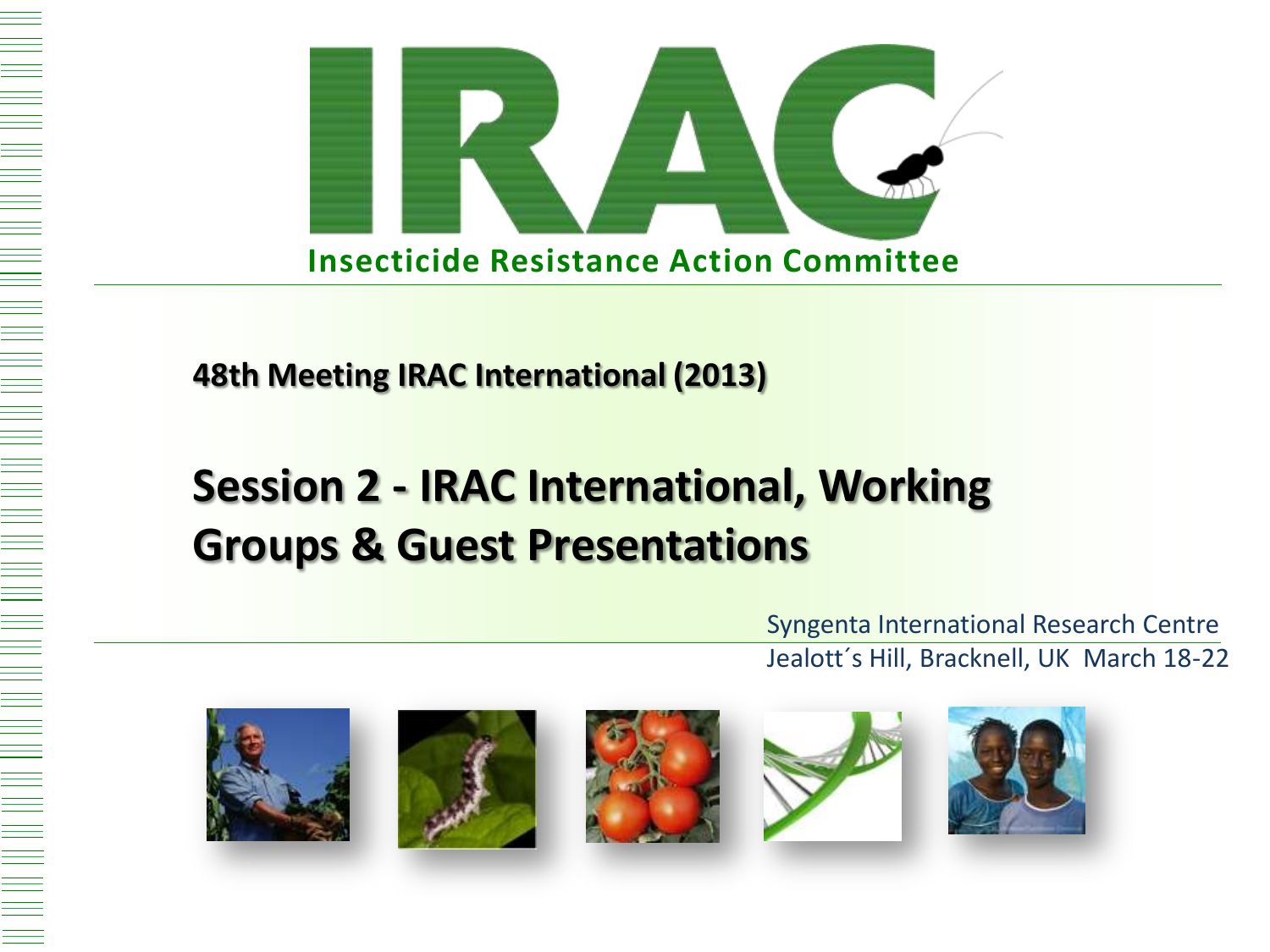# IRAC

**Insecticide Resistance Action Committee**

**48th Meeting IRAC International (2013)**

## Session 2 - IRAC International, Working Groups & Guest Presentations

Syngenta International Research Centre
Jealott´s Hill, Bracknell, UK March 18-22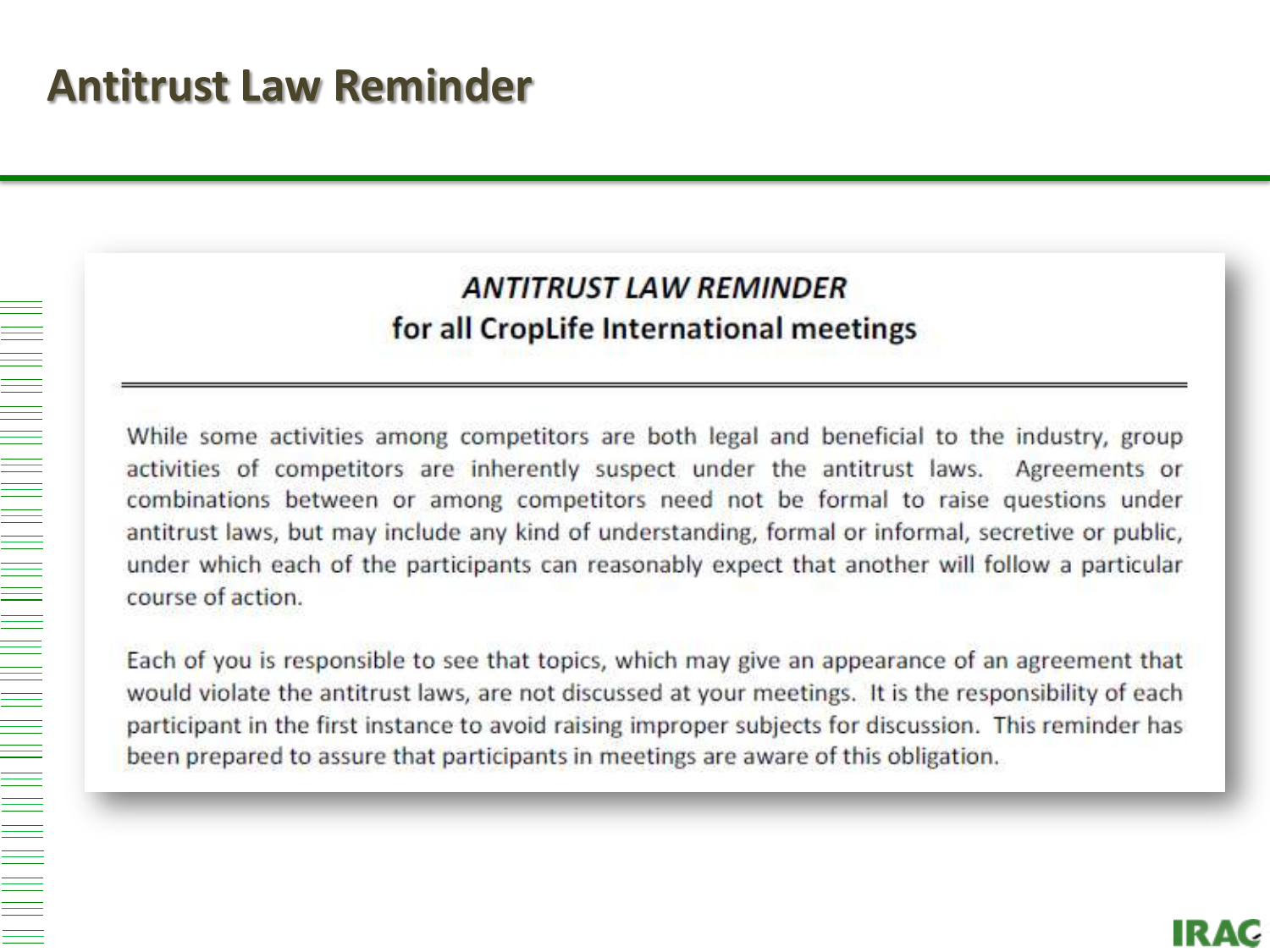# Antitrust Law Reminder

## *ANTITRUST LAW REMINDER*
## for all CropLife International meetings

While some activities among competitors are both legal and beneficial to the industry, group activities of competitors are inherently suspect under the antitrust laws. Agreements or combinations between or among competitors need not be formal to raise questions under antitrust laws, but may include any kind of understanding, formal or informal, secretive or public, under which each of the participants can reasonably expect that another will follow a particular course of action.

Each of you is responsible to see that topics, which may give an appearance of an agreement that would violate the antitrust laws, are not discussed at your meetings. It is the responsibility of each participant in the first instance to avoid raising improper subjects for discussion. This reminder has been prepared to assure that participants in meetings are aware of this obligation.

IRAC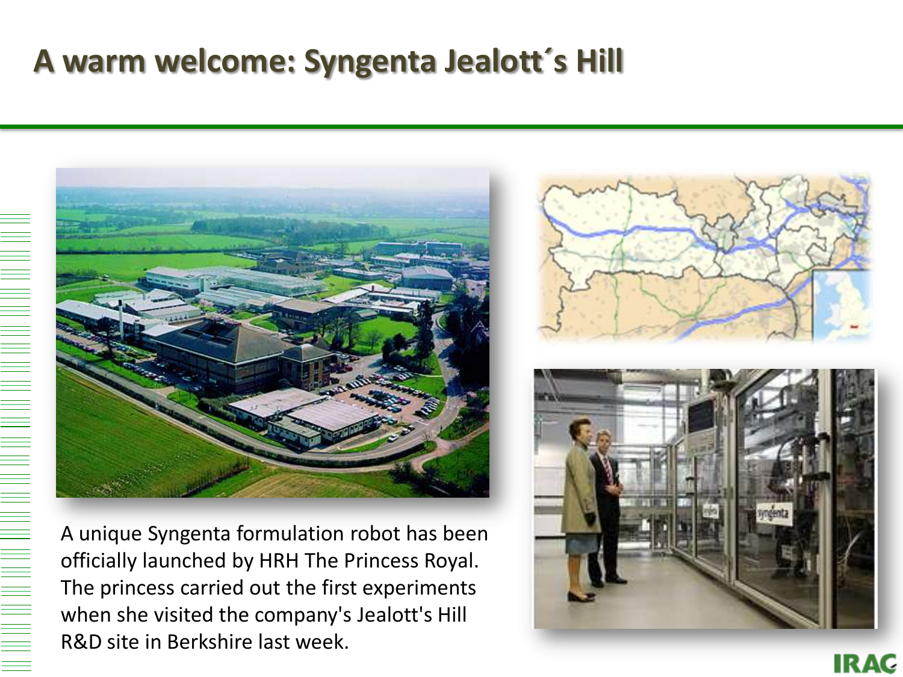# A warm welcome: Syngenta Jealott´s Hill

A unique Syngenta formulation robot has been officially launched by HRH The Princess Royal. The princess carried out the first experiments when she visited the company's Jealott's Hill R&D site in Berkshire last week.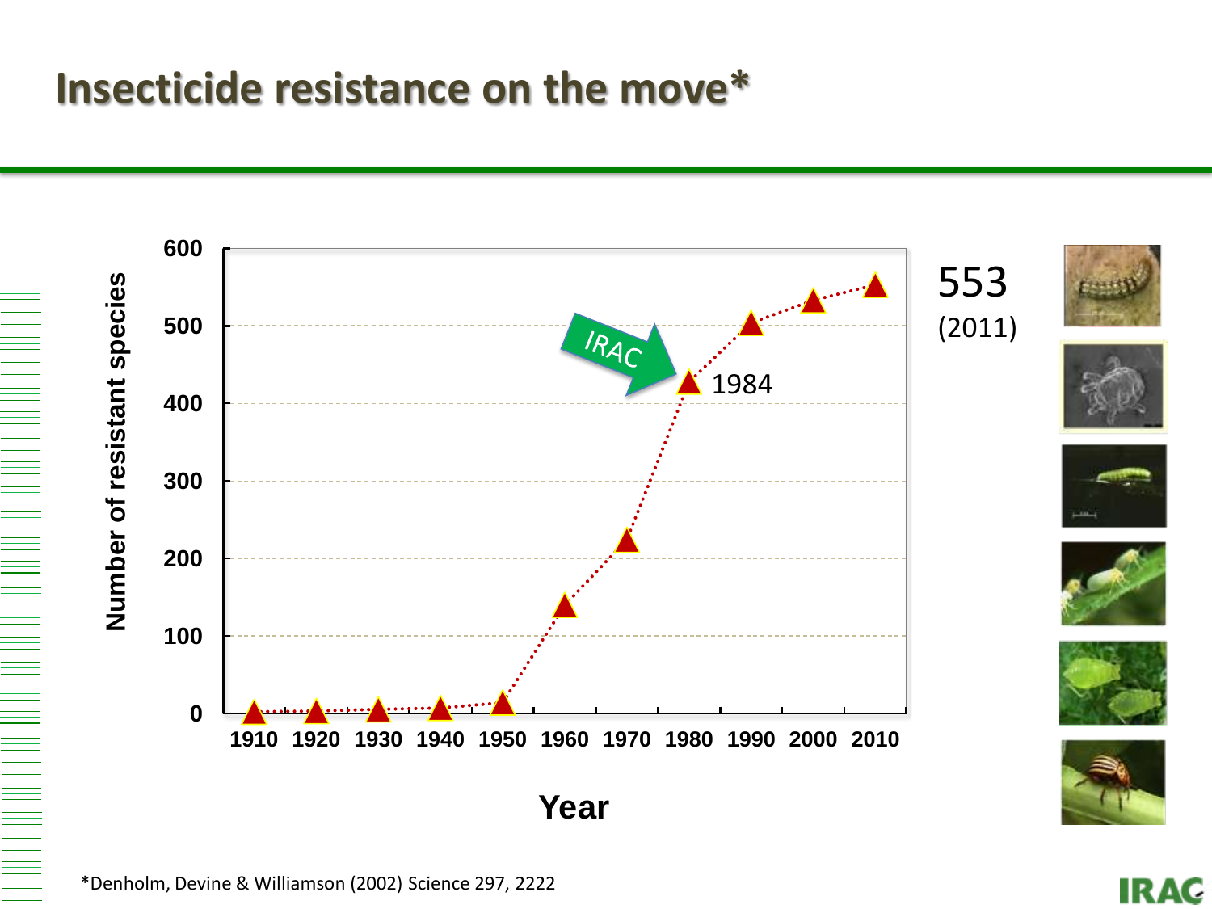# Insecticide resistance on the move*

Number of resistant species

600

500

400

300

200

100

0

1910 1920 1930 1940 1950 1960 1970 1980 1990 2000 2010

Year

IRAC

1984

553
(2011)

*Denholm, Devine & Williamson (2002) Science 297, 2222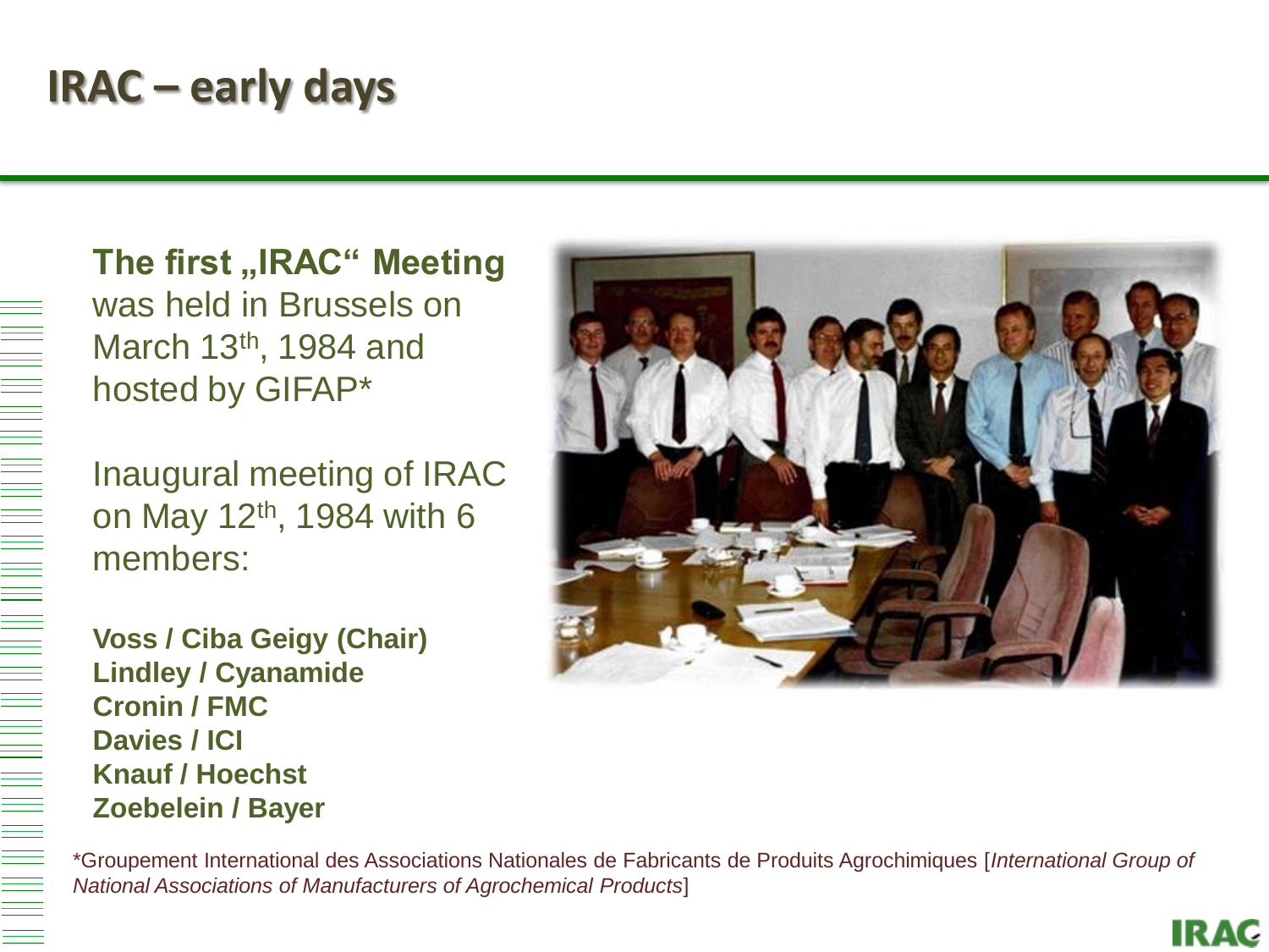# IRAC – early days

**The first „IRAC“ Meeting** was held in Brussels on March 13th, 1984 and hosted by GIFAP*

Inaugural meeting of IRAC on May 12th, 1984 with 6 members:

**Voss / Ciba Geigy (Chair)**
**Lindley / Cyanamide**
**Cronin / FMC**
**Davies / ICI**
**Knauf / Hoechst**
**Zoebelein / Bayer**

*Groupement International des Associations Nationales de Fabricants de Produits Agrochimiques [*International Group of National Associations of Manufacturers of Agrochemical Products*]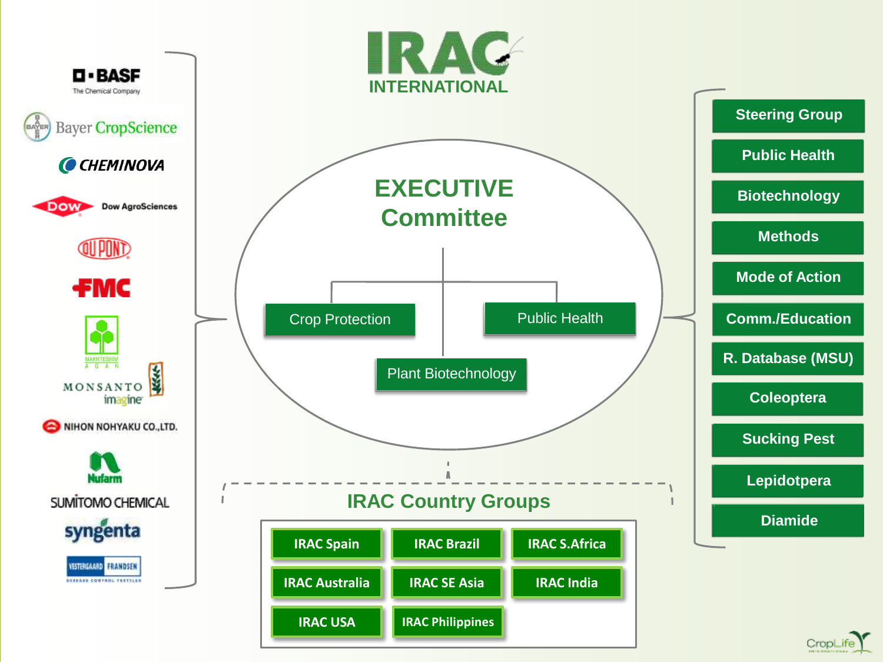# IRAC INTERNATIONAL

- BASF The Chemical Company
- Bayer CropScience
- CHEMINOVA
- Dow AgroSciences
- DU PONT
- FMC
- MAKHTESHIM AGAN
- MONSANTO imagine
- NIHON NOHYAKU CO.,LTD.
- Nufarm
- SUMITOMO CHEMICAL
- syngenta
- VESTERGAARD FRANDSEN

## EXECUTIVE Committee

- Crop Protection
- Public Health
- Plant Biotechnology

## Working Groups

- Steering Group
- Public Health
- Biotechnology
- Methods
- Mode of Action
- Comm./Education
- R. Database (MSU)
- Coleoptera
- Sucking Pest
- Lepidotpera
- Diamide

## IRAC Country Groups

- IRAC Spain
- IRAC Brazil
- IRAC S.Africa
- IRAC Australia
- IRAC SE Asia
- IRAC India
- IRAC USA
- IRAC Philippines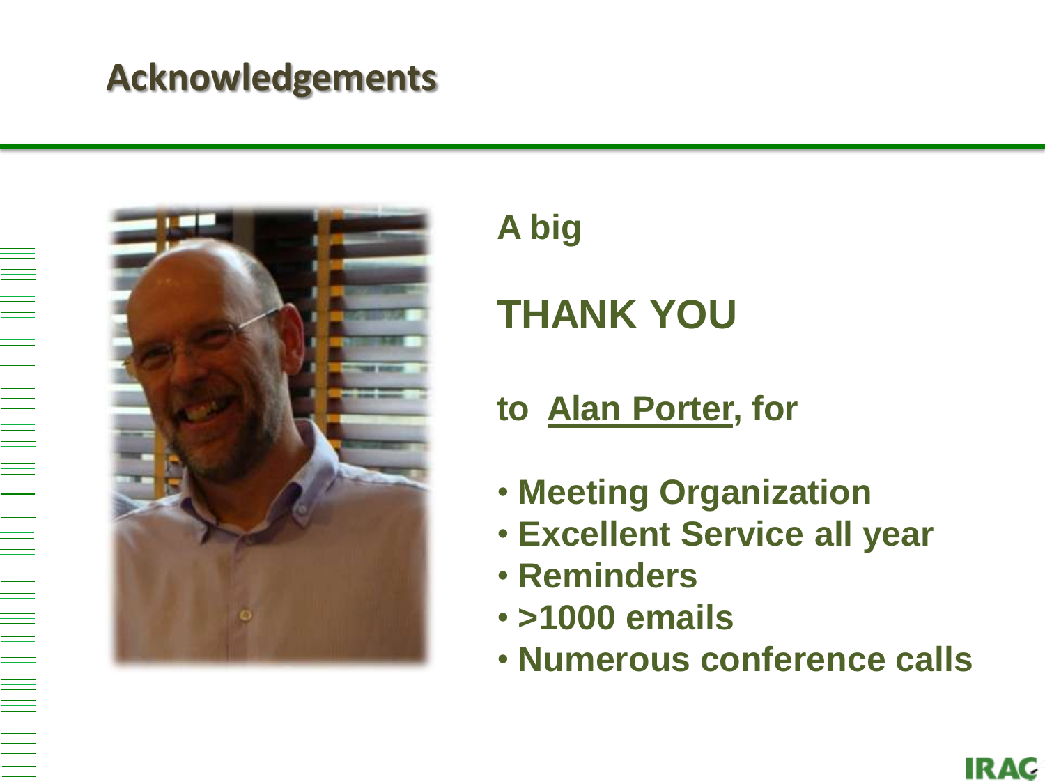# Acknowledgements

**A big**

**THANK YOU**

**to Alan Porter, for**

- **Meeting Organization**
- **Excellent Service all year**
- **Reminders**
- **>1000 emails**
- **Numerous conference calls**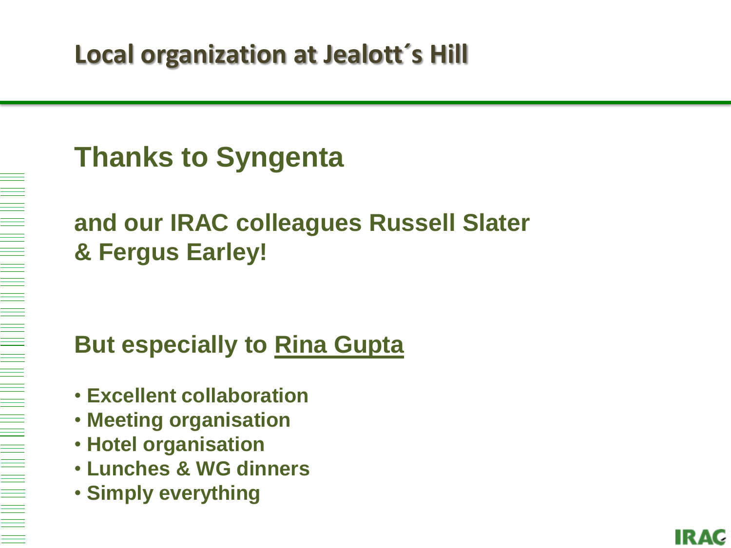# Local organization at Jealott´s Hill

## Thanks to Syngenta

**and our IRAC colleagues Russell Slater & Fergus Earley!**

**But especially to Rina Gupta**

- **Excellent collaboration**
- **Meeting organisation**
- **Hotel organisation**
- **Lunches & WG dinners**
- **Simply everything**

IRAC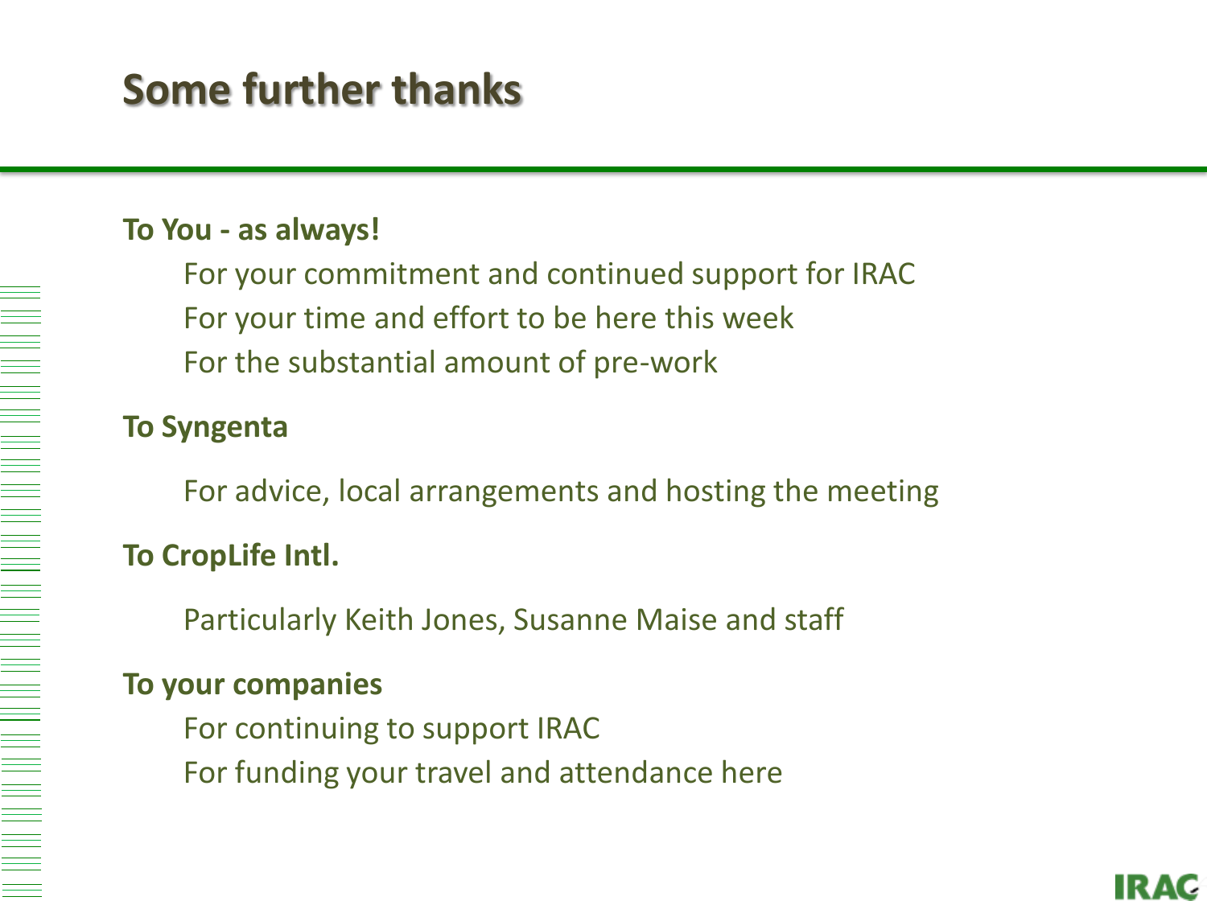# Some further thanks

**To You - as always!**

For your commitment and continued support for IRAC

For your time and effort to be here this week

For the substantial amount of pre-work

**To Syngenta**

For advice, local arrangements and hosting the meeting

**To CropLife Intl.**

Particularly Keith Jones, Susanne Maise and staff

**To your companies**

For continuing to support IRAC

For funding your travel and attendance here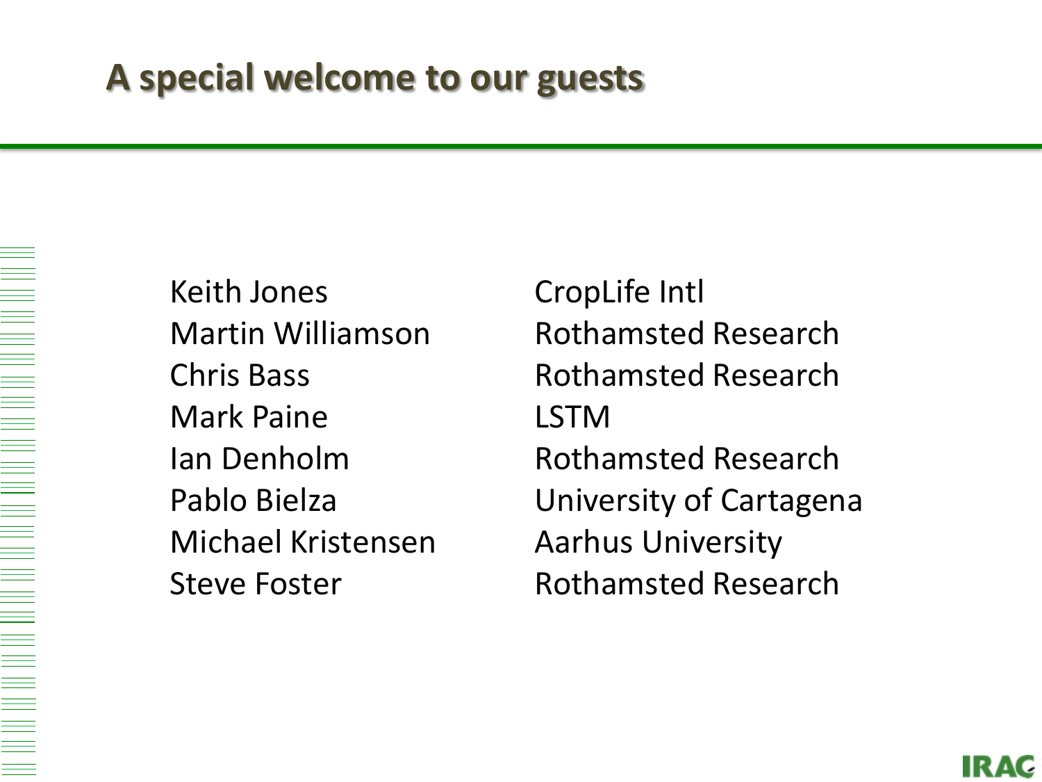# A special welcome to our guests

| | |
|---|---|
| Keith Jones | CropLife Intl |
| Martin Williamson | Rothamsted Research |
| Chris Bass | Rothamsted Research |
| Mark Paine | LSTM |
| Ian Denholm | Rothamsted Research |
| Pablo Bielza | University of Cartagena |
| Michael Kristensen | Aarhus University |
| Steve Foster | Rothamsted Research |

IRAC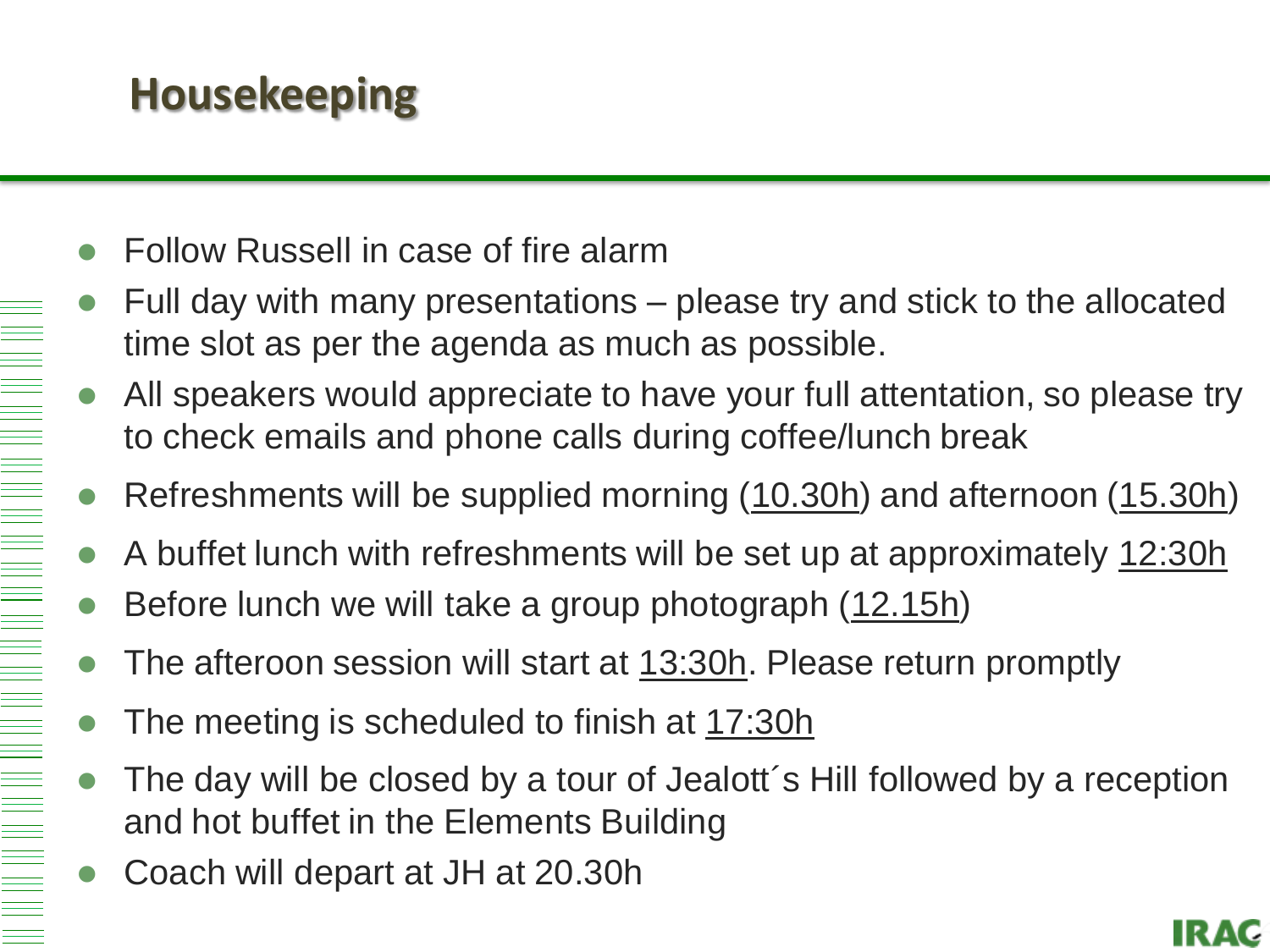# Housekeeping

- Follow Russell in case of fire alarm
- Full day with many presentations – please try and stick to the allocated time slot as per the agenda as much as possible.
- All speakers would appreciate to have your full attentation, so please try to check emails and phone calls during coffee/lunch break
- Refreshments will be supplied morning (10.30h) and afternoon (15.30h)
- A buffet lunch with refreshments will be set up at approximately 12:30h
- Before lunch we will take a group photograph (12.15h)
- The afteroon session will start at 13:30h. Please return promptly
- The meeting is scheduled to finish at 17:30h
- The day will be closed by a tour of Jealott´s Hill followed by a reception and hot buffet in the Elements Building
- Coach will depart at JH at 20.30h

IRAC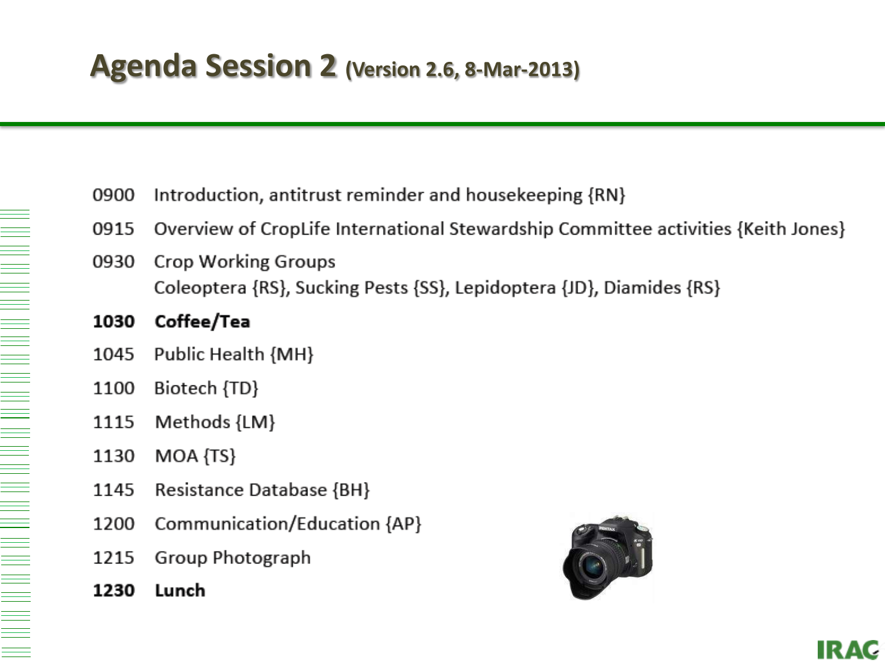# Agenda Session 2 (Version 2.6, 8-Mar-2013)

0900 Introduction, antitrust reminder and housekeeping {RN}

0915 Overview of CropLife International Stewardship Committee activities {Keith Jones}

0930 Crop Working Groups
Coleoptera {RS}, Sucking Pests {SS}, Lepidoptera {JD}, Diamides {RS}

**1030 Coffee/Tea**

1045 Public Health {MH}

1100 Biotech {TD}

1115 Methods {LM}

1130 MOA {TS}

1145 Resistance Database {BH}

1200 Communication/Education {AP}

1215 Group Photograph

**1230 Lunch**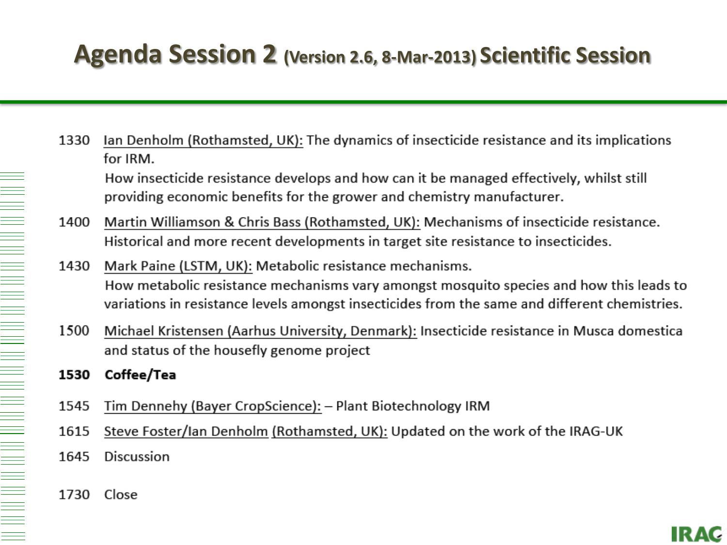# Agenda Session 2 (Version 2.6, 8-Mar-2013) Scientific Session

1330 Ian Denholm (Rothamsted, UK): The dynamics of insecticide resistance and its implications for IRM.
How insecticide resistance develops and how can it be managed effectively, whilst still providing economic benefits for the grower and chemistry manufacturer.

1400 Martin Williamson & Chris Bass (Rothamsted, UK): Mechanisms of insecticide resistance.
Historical and more recent developments in target site resistance to insecticides.

1430 Mark Paine (LSTM, UK): Metabolic resistance mechanisms.
How metabolic resistance mechanisms vary amongst mosquito species and how this leads to variations in resistance levels amongst insecticides from the same and different chemistries.

1500 Michael Kristensen (Aarhus University, Denmark): Insecticide resistance in Musca domestica and status of the housefly genome project

**1530 Coffee/Tea**

1545 Tim Dennehy (Bayer CropScience): – Plant Biotechnology IRM

1615 Steve Foster/Ian Denholm (Rothamsted, UK): Updated on the work of the IRAG-UK

1645 Discussion

1730 Close

IRAC